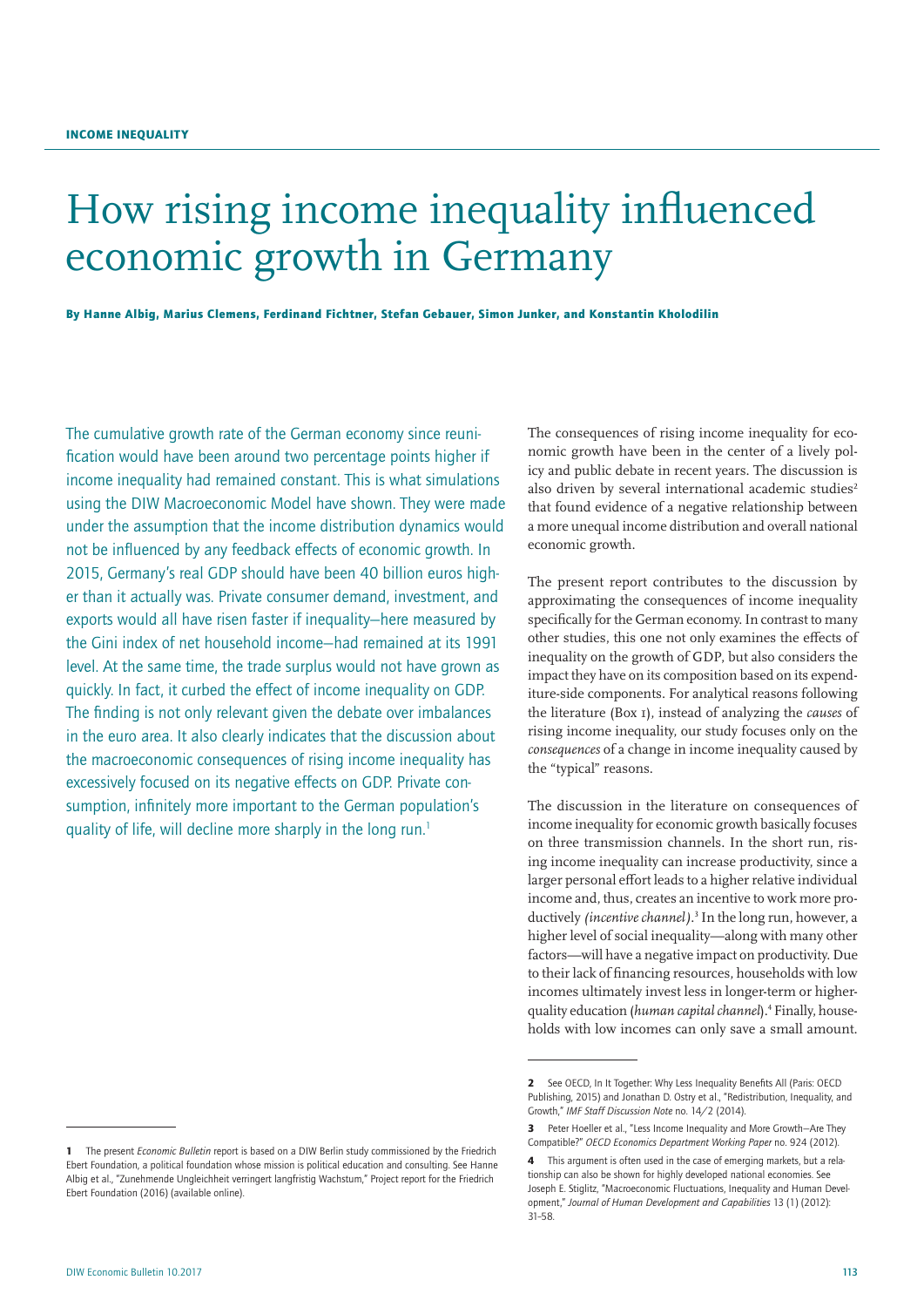INCOME INEQUALITY

# How rising income inequality influenced economic growth in Germany

**By Hanne Albig, Marius Clemens, Ferdinand Fichtner, Stefan Gebauer, Simon Junker, and Konstantin Kholodilin**

The cumulative growth rate of the German economy since reunification would have been around two percentage points higher if income inequality had remained constant. This is what simulations using the DIW Macroeconomic Model have shown. They were made under the assumption that the income distribution dynamics would not be influenced by any feedback effects of economic growth. In 2015, Germany's real GDP should have been 40 billion euros higher than it actually was. Private consumer demand, investment, and exports would all have risen faster if inequality—here measured by the Gini index of net household income—had remained at its 1991 level. At the same time, the trade surplus would not have grown as quickly. In fact, it curbed the effect of income inequality on GDP. The finding is not only relevant given the debate over imbalances in the euro area. It also clearly indicates that the discussion about the macroeconomic consequences of rising income inequality has excessively focused on its negative effects on GDP. Private consumption, infinitely more important to the German population's quality of life, will decline more sharply in the long run.[1]

The consequences of rising income inequality for economic growth have been in the center of a lively policy and public debate in recent years. The discussion is also driven by several international academic studies[2] that found evidence of a negative relationship between a more unequal income distribution and overall national economic growth.

The present report contributes to the discussion by approximating the consequences of income inequality specifically for the German economy. In contrast to many other studies, this one not only examines the effects of inequality on the growth of GDP, but also considers the impact they have on its composition based on its expenditure-side components. For analytical reasons following the literature (Box 1), instead of analyzing the *causes* of rising income inequality, our study focuses only on the *consequences* of a change in income inequality caused by the "typical" reasons.

The discussion in the literature on consequences of income inequality for economic growth basically focuses on three transmission channels. In the short run, rising income inequality can increase productivity, since a larger personal effort leads to a higher relative individual income and, thus, creates an incentive to work more productively *(incentive channel)*.[3] In the long run, however, a higher level of social inequality—along with many other factors—will have a negative impact on productivity. Due to their lack of financing resources, households with low incomes ultimately invest less in longer-term or higher-quality education (*human capital channel*).[4] Finally, households with low incomes can only save a small amount.

---

[1] The present *Economic Bulletin* report is based on a DIW Berlin study commissioned by the Friedrich Ebert Foundation, a political foundation whose mission is political education and consulting. See Hanne Albig et al., "Zunehmende Ungleichheit verringert langfristig Wachstum," Project report for the Friedrich Ebert Foundation (2016) (available online).

[2] See OECD, In It Together: Why Less Inequality Benefits All (Paris: OECD Publishing, 2015) and Jonathan D. Ostry et al., "Redistribution, Inequality, and Growth," *IMF Staff Discussion Note* no. 14/2 (2014).

[3] Peter Hoeller et al., "Less Income Inequality and More Growth—Are They Compatible?" *OECD Economics Department Working Paper* no. 924 (2012).

[4] This argument is often used in the case of emerging markets, but a relationship can also be shown for highly developed national economies. See Joseph E. Stiglitz, "Macroeconomic Fluctuations, Inequality and Human Development," *Journal of Human Development and Capabilities* 13 (1) (2012): 31–58.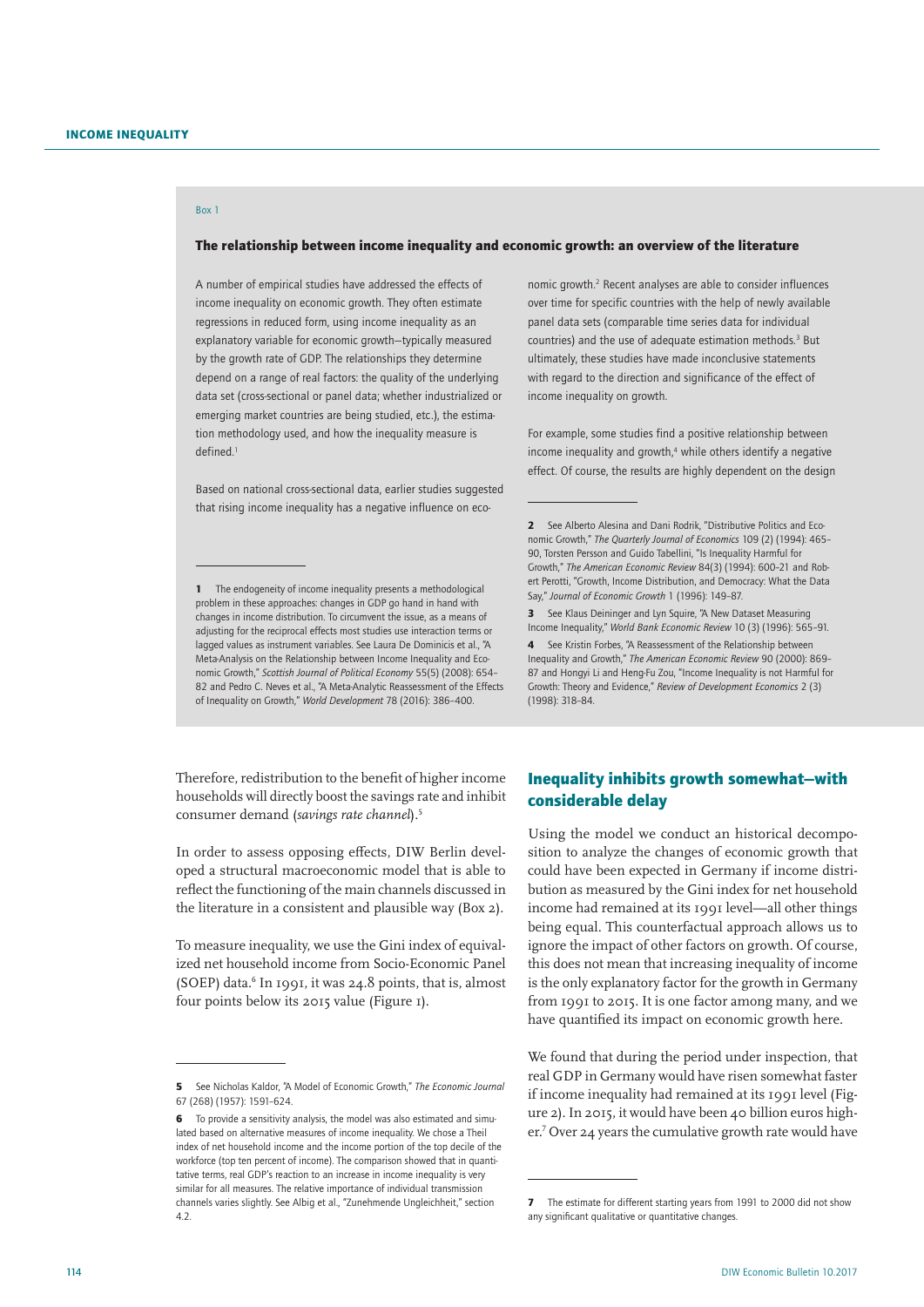Box 1

### The relationship between income inequality and economic growth: an overview of the literature

A number of empirical studies have addressed the effects of income inequality on economic growth. They often estimate regressions in reduced form, using income inequality as an explanatory variable for economic growth—typically measured by the growth rate of GDP. The relationships they determine depend on a range of real factors: the quality of the underlying data set (cross-sectional or panel data; whether industrialized or emerging market countries are being studied, etc.), the estimation methodology used, and how the inequality measure is defined.[1]

Based on national cross-sectional data, earlier studies suggested that rising income inequality has a negative influence on economic growth.[2] Recent analyses are able to consider influences over time for specific countries with the help of newly available panel data sets (comparable time series data for individual countries) and the use of adequate estimation methods.[3] But ultimately, these studies have made inconclusive statements with regard to the direction and significance of the effect of income inequality on growth.

For example, some studies find a positive relationship between income inequality and growth,[4] while others identify a negative effect. Of course, the results are highly dependent on the design

**1** The endogeneity of income inequality presents a methodological problem in these approaches: changes in GDP go hand in hand with changes in income distribution. To circumvent the issue, as a means of adjusting for the reciprocal effects most studies use interaction terms or lagged values as instrument variables. See Laura De Dominicis et al., "A Meta-Analysis on the Relationship between Income Inequality and Economic Growth," *Scottish Journal of Political Economy* 55(5) (2008): 654–82 and Pedro C. Neves et al., "A Meta-Analytic Reassessment of the Effects of Inequality on Growth," *World Development* 78 (2016): 386–400.

**2** See Alberto Alesina and Dani Rodrik, "Distributive Politics and Economic Growth," *The Quarterly Journal of Economics* 109 (2) (1994): 465–90, Torsten Persson and Guido Tabellini, "Is Inequality Harmful for Growth," *The American Economic Review* 84(3) (1994): 600–21 and Robert Perotti, "Growth, Income Distribution, and Democracy: What the Data Say," *Journal of Economic Growth* 1 (1996): 149–87.

**3** See Klaus Deininger and Lyn Squire, "A New Dataset Measuring Income Inequality," *World Bank Economic Review* 10 (3) (1996): 565–91.

**4** See Kristin Forbes, "A Reassessment of the Relationship between Inequality and Growth," *The American Economic Review* 90 (2000): 869–87 and Hongyi Li and Heng-Fu Zou, "Income Inequality is not Harmful for Growth: Theory and Evidence," *Review of Development Economics* 2 (3) (1998): 318–84.

Therefore, redistribution to the benefit of higher income households will directly boost the savings rate and inhibit consumer demand (*savings rate channel*).[5]

In order to assess opposing effects, DIW Berlin developed a structural macroeconomic model that is able to reflect the functioning of the main channels discussed in the literature in a consistent and plausible way (Box 2).

To measure inequality, we use the Gini index of equivalized net household income from Socio-Economic Panel (SOEP) data.[6] In 1991, it was 24.8 points, that is, almost four points below its 2015 value (Figure 1).

**5** See Nicholas Kaldor, "A Model of Economic Growth," *The Economic Journal* 67 (268) (1957): 1591–624.

**6** To provide a sensitivity analysis, the model was also estimated and simulated based on alternative measures of income inequality. We chose a Theil index of net household income and the income portion of the top decile of the workforce (top ten percent of income). The comparison showed that in quantitative terms, real GDP's reaction to an increase in income inequality is very similar for all measures. The relative importance of individual transmission channels varies slightly. See Albig et al., "Zunehmende Ungleichheit," section 4.2.

## Inequality inhibits growth somewhat—with considerable delay

Using the model we conduct an historical decomposition to analyze the changes of economic growth that could have been expected in Germany if income distribution as measured by the Gini index for net household income had remained at its 1991 level—all other things being equal. This counterfactual approach allows us to ignore the impact of other factors on growth. Of course, this does not mean that increasing inequality of income is the only explanatory factor for the growth in Germany from 1991 to 2015. It is one factor among many, and we have quantified its impact on economic growth here.

We found that during the period under inspection, that real GDP in Germany would have risen somewhat faster if income inequality had remained at its 1991 level (Figure 2). In 2015, it would have been 40 billion euros higher.[7] Over 24 years the cumulative growth rate would have

**7** The estimate for different starting years from 1991 to 2000 did not show any significant qualitative or quantitative changes.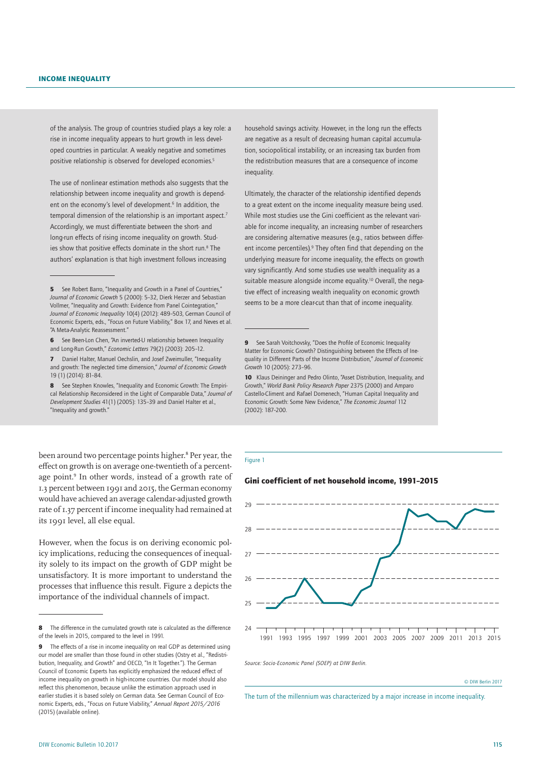of the analysis. The group of countries studied plays a key role: a rise in income inequality appears to hurt growth in less developed countries in particular. A weakly negative and sometimes positive relationship is observed for developed economies.[5]

The use of nonlinear estimation methods also suggests that the relationship between income inequality and growth is dependent on the economy's level of development.[6] In addition, the temporal dimension of the relationship is an important aspect.[7] Accordingly, we must differentiate between the short- and long-run effects of rising income inequality on growth. Studies show that positive effects dominate in the short run.[8] The authors' explanation is that high investment follows increasing household savings activity. However, in the long run the effects are negative as a result of decreasing human capital accumulation, sociopolitical instability, or an increasing tax burden from the redistribution measures that are a consequence of income inequality.

Ultimately, the character of the relationship identified depends to a great extent on the income inequality measure being used. While most studies use the Gini coefficient as the relevant variable for income inequality, an increasing number of researchers are considering alternative measures (e.g., ratios between different income percentiles).[9] They often find that depending on the underlying measure for income inequality, the effects on growth vary significantly. And some studies use wealth inequality as a suitable measure alongside income equality.[10] Overall, the negative effect of increasing wealth inequality on economic growth seems to be a more clear-cut than that of income inequality.

5 See Robert Barro, "Inequality and Growth in a Panel of Countries," *Journal of Economic Growth* 5 (2000): 5–32, Dierk Herzer and Sebastian Vollmer, "Inequality and Growth: Evidence from Panel Cointegration," *Journal of Economic Inequality* 10(4) (2012): 489–503, German Council of Economic Experts, eds., "Focus on Future Viability," Box 17, and Neves et al. "A Meta-Analytic Reassessment."

6 See Been-Lon Chen, "An inverted-U relationship between Inequality and Long-Run Growth," *Economic Letters* 79(2) (2003): 205–12.

7 Daniel Halter, Manuel Oechslin, and Josef Zweimuller, "Inequality and growth: The neglected time dimension," *Journal of Economic Growth* 19 (1) (2014): 81–84.

8 See Stephen Knowles, "Inequality and Economic Growth: The Empirical Relationship Reconsidered in the Light of Comparable Data," *Journal of Development Studies* 41(1) (2005): 135–39 and Daniel Halter et al., "Inequality and growth."

9 See Sarah Voitchovsky, "Does the Profile of Economic Inequality Matter for Economic Growth? Distinguishing between the Effects of Inequality in Different Parts of the Income Distribution," *Journal of Economic Growth* 10 (2005): 273–96.

10 Klaus Deininger and Pedro Olinto, "Asset Distribution, Inequality, and Growth," *World Bank Policy Research Paper* 2375 (2000) and Amparo Castello-Climent and Rafael Domenech, "Human Capital Inequality and Economic Growth: Some New Evidence," *The Economic Journal* 112 (2002): 187–200.

been around two percentage points higher.[8] Per year, the effect on growth is on average one-twentieth of a percentage point.[9] In other words, instead of a growth rate of 1.3 percent between 1991 and 2015, the German economy would have achieved an average calendar-adjusted growth rate of 1.37 percent if income inequality had remained at its 1991 level, all else equal.

However, when the focus is on deriving economic policy implications, reducing the consequences of inequality solely to its impact on the growth of GDP might be unsatisfactory. It is more important to understand the processes that influence this result. Figure 2 depicts the importance of the individual channels of impact.

8 The difference in the cumulated growth rate is calculated as the difference of the levels in 2015, compared to the level in 1991.

9 The effects of a rise in income inequality on real GDP as determined using our model are smaller than those found in other studies (Ostry et al., "Redistribution, Inequality, and Growth" and OECD, "In It Together."). The German Council of Economic Experts has explicitly emphasized the reduced effect of income inequality on growth in high-income countries. Our model should also reflect this phenomenon, because unlike the estimation approach used in earlier studies it is based solely on German data. See German Council of Economic Experts, eds., "Focus on Future Viability," *Annual Report 2015/2016* (2015) (available online).

Figure 1

**Gini coefficient of net household income, 1991–2015**

*Source: Socio-Economic Panel (SOEP) at DIW Berlin.*

© DIW Berlin 2017

The turn of the millennium was characterized by a major increase in income inequality.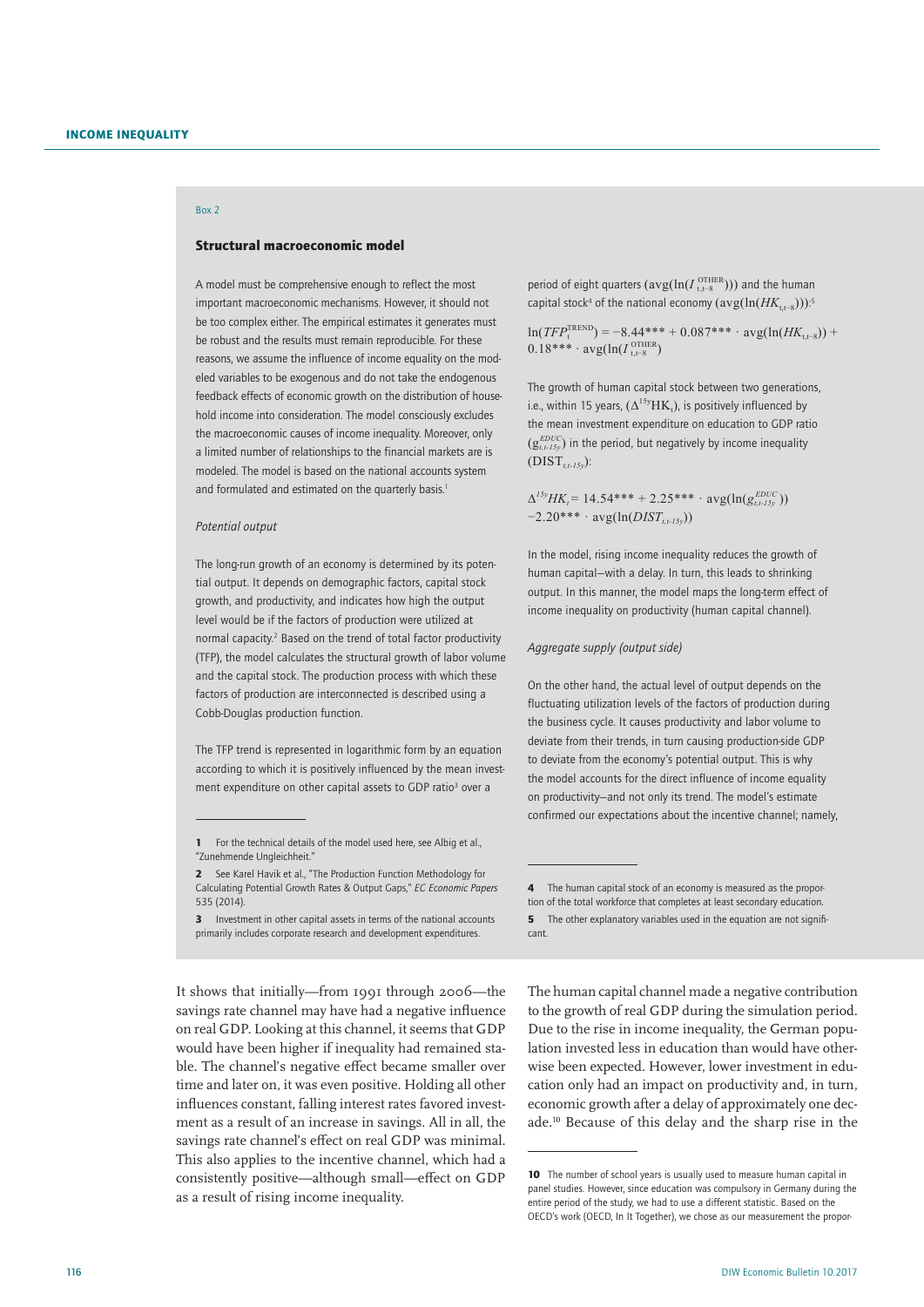Box 2

### Structural macroeconomic model

A model must be comprehensive enough to reflect the most important macroeconomic mechanisms. However, it should not be too complex either. The empirical estimates it generates must be robust and the results must remain reproducible. For these reasons, we assume the influence of income equality on the modeled variables to be exogenous and do not take the endogenous feedback effects of economic growth on the distribution of household income into consideration. The model consciously excludes the macroeconomic causes of income inequality. Moreover, only a limited number of relationships to the financial markets are is modeled. The model is based on the national accounts system and formulated and estimated on the quarterly basis.[1]

*Potential output*

The long-run growth of an economy is determined by its potential output. It depends on demographic factors, capital stock growth, and productivity, and indicates how high the output level would be if the factors of production were utilized at normal capacity.[2] Based on the trend of total factor productivity (TFP), the model calculates the structural growth of labor volume and the capital stock. The production process with which these factors of production are interconnected is described using a Cobb-Douglas production function.

The TFP trend is represented in logarithmic form by an equation according to which it is positively influenced by the mean investment expenditure on other capital assets to GDP ratio[3] over a period of eight quarters ($\text{avg}(\ln(I^{\text{OTHER}}_{t,t-8}))$) and the human capital stock[4] of the national economy ($\text{avg}(\ln(HK_{t,t-8}))$):[5]

$$\ln(TFP^{\text{TREND}}_{t}) = -8.44^{***} + 0.087^{***} \cdot \text{avg}(\ln(HK_{t,t-8})) + 0.18^{***} \cdot \text{avg}(\ln(I^{\text{OTHER}}_{t,t-8}))$$

The growth of human capital stock between two generations, i.e., within 15 years, ($\Delta^{15y}\text{HK}_t$), is positively influenced by the mean investment expenditure on education to GDP ratio ($g^{EDUC}_{t,t-15y}$) in the period, but negatively by income inequality ($\text{DIST}_{t,t-15y}$):

$$\Delta^{15y}HK_t = 14.54^{***} + 2.25^{***} \cdot \text{avg}(\ln(g^{EDUC}_{t,t-15y})) - 2.20^{***} \cdot \text{avg}(\ln(DIST_{t,t-15y}))$$

In the model, rising income inequality reduces the growth of human capital—with a delay. In turn, this leads to shrinking output. In this manner, the model maps the long-term effect of income inequality on productivity (human capital channel).

*Aggregate supply (output side)*

On the other hand, the actual level of output depends on the fluctuating utilization levels of the factors of production during the business cycle. It causes productivity and labor volume to deviate from their trends, in turn causing production-side GDP to deviate from the economy's potential output. This is why the model accounts for the direct influence of income equality on productivity—and not only its trend. The model's estimate confirmed our expectations about the incentive channel; namely,

[1] For the technical details of the model used here, see Albig et al., "Zunehmende Ungleichheit."

[2] See Karel Havik et al., "The Production Function Methodology for Calculating Potential Growth Rates & Output Gaps," *EC Economic Papers* 535 (2014).

[3] Investment in other capital assets in terms of the national accounts primarily includes corporate research and development expenditures.

[4] The human capital stock of an economy is measured as the proportion of the total workforce that completes at least secondary education.

[5] The other explanatory variables used in the equation are not significant.

It shows that initially—from 1991 through 2006—the savings rate channel may have had a negative influence on real GDP. Looking at this channel, it seems that GDP would have been higher if inequality had remained stable. The channel's negative effect became smaller over time and later on, it was even positive. Holding all other influences constant, falling interest rates favored investment as a result of an increase in savings. All in all, the savings rate channel's effect on real GDP was minimal. This also applies to the incentive channel, which had a consistently positive—although small—effect on GDP as a result of rising income inequality.

The human capital channel made a negative contribution to the growth of real GDP during the simulation period. Due to the rise in income inequality, the German population invested less in education than would have otherwise been expected. However, lower investment in education only had an impact on productivity and, in turn, economic growth after a delay of approximately one decade.[10] Because of this delay and the sharp rise in the

[10] The number of school years is usually used to measure human capital in panel studies. However, since education was compulsory in Germany during the entire period of the study, we had to use a different statistic. Based on the OECD's work (OECD, In It Together), we chose as our measurement the propor-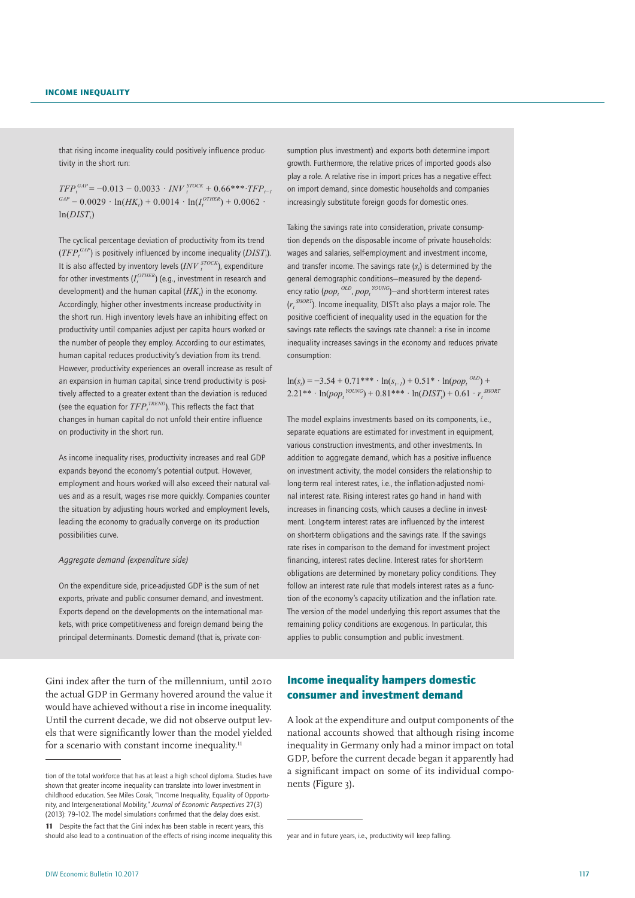that rising income inequality could positively influence productivity in the short run:

$$TFP_t^{GAP} = -0.013 - 0.0033 \cdot INV_t^{STOCK} + 0.66^{***} \cdot TFP_{t-1}^{GAP} - 0.0029 \cdot \ln(HK_t) + 0.0014 \cdot \ln(I_t^{OTHER}) + 0.0062 \cdot \ln(DIST_t)$$

The cyclical percentage deviation of productivity from its trend ($TFP_t^{GAP}$) is positively influenced by income inequality ($DIST_t$). It is also affected by inventory levels ($INV_t^{STOCK}$), expenditure for other investments ($I_t^{OTHER}$) (e.g., investment in research and development) and the human capital ($HK_t$) in the economy. Accordingly, higher other investments increase productivity in the short run. High inventory levels have an inhibiting effect on productivity until companies adjust per capita hours worked or the number of people they employ. According to our estimates, human capital reduces productivity's deviation from its trend. However, productivity experiences an overall increase as result of an expansion in human capital, since trend productivity is positively affected to a greater extent than the deviation is reduced (see the equation for $TFP_t^{TREND}$). This reflects the fact that changes in human capital do not unfold their entire influence on productivity in the short run.

As income inequality rises, productivity increases and real GDP expands beyond the economy's potential output. However, employment and hours worked will also exceed their natural values and as a result, wages rise more quickly. Companies counter the situation by adjusting hours worked and employment levels, leading the economy to gradually converge on its production possibilities curve.

*Aggregate demand (expenditure side)*

On the expenditure side, price-adjusted GDP is the sum of net exports, private and public consumer demand, and investment. Exports depend on the developments on the international markets, with price competitiveness and foreign demand being the principal determinants. Domestic demand (that is, private consumption plus investment) and exports both determine import growth. Furthermore, the relative prices of imported goods also play a role. A relative rise in import prices has a negative effect on import demand, since domestic households and companies increasingly substitute foreign goods for domestic ones.

Taking the savings rate into consideration, private consumption depends on the disposable income of private households: wages and salaries, self-employment and investment income, and transfer income. The savings rate ($s_t$) is determined by the general demographic conditions—measured by the dependency ratio ($pop_t^{OLD}$, $pop_t^{YOUNG}$)—and short-term interest rates ($r_t^{SHORT}$). Income inequality, DISTt also plays a major role. The positive coefficient of inequality used in the equation for the savings rate reflects the savings rate channel: a rise in income inequality increases savings in the economy and reduces private consumption:

$$\ln(s_t) = -3.54 + 0.71^{***} \cdot \ln(s_{t-1}) + 0.51^{*} \cdot \ln(pop_t^{OLD}) + 2.21^{**} \cdot \ln(pop_t^{YOUNG}) + 0.81^{***} \cdot \ln(DIST_t) + 0.61 \cdot r_t^{SHORT}$$

The model explains investments based on its components, i.e., separate equations are estimated for investment in equipment, various construction investments, and other investments. In addition to aggregate demand, which has a positive influence on investment activity, the model considers the relationship to long-term real interest rates, i.e., the inflation-adjusted nominal interest rate. Rising interest rates go hand in hand with increases in financing costs, which causes a decline in investment. Long-term interest rates are influenced by the interest on short-term obligations and the savings rate. If the savings rate rises in comparison to the demand for investment project financing, interest rates decline. Interest rates for short-term obligations are determined by monetary policy conditions. They follow an interest rate rule that models interest rates as a function of the economy's capacity utilization and the inflation rate. The version of the model underlying this report assumes that the remaining policy conditions are exogenous. In particular, this applies to public consumption and public investment.

Gini index after the turn of the millennium, until 2010 the actual GDP in Germany hovered around the value it would have achieved without a rise in income inequality. Until the current decade, we did not observe output levels that were significantly lower than the model yielded for a scenario with constant income inequality.[11]

## Income inequality hampers domestic consumer and investment demand

A look at the expenditure and output components of the national accounts showed that although rising income inequality in Germany only had a minor impact on total GDP, before the current decade began it apparently had a significant impact on some of its individual components (Figure 3).

tion of the total workforce that has at least a high school diploma. Studies have shown that greater income inequality can translate into lower investment in childhood education. See Miles Corak, "Income Inequality, Equality of Opportunity, and Intergenerational Mobility," *Journal of Economic Perspectives* 27(3) (2013): 79–102. The model simulations confirmed that the delay does exist.

11 Despite the fact that the Gini index has been stable in recent years, this should also lead to a continuation of the effects of rising income inequality this year and in future years, i.e., productivity will keep falling.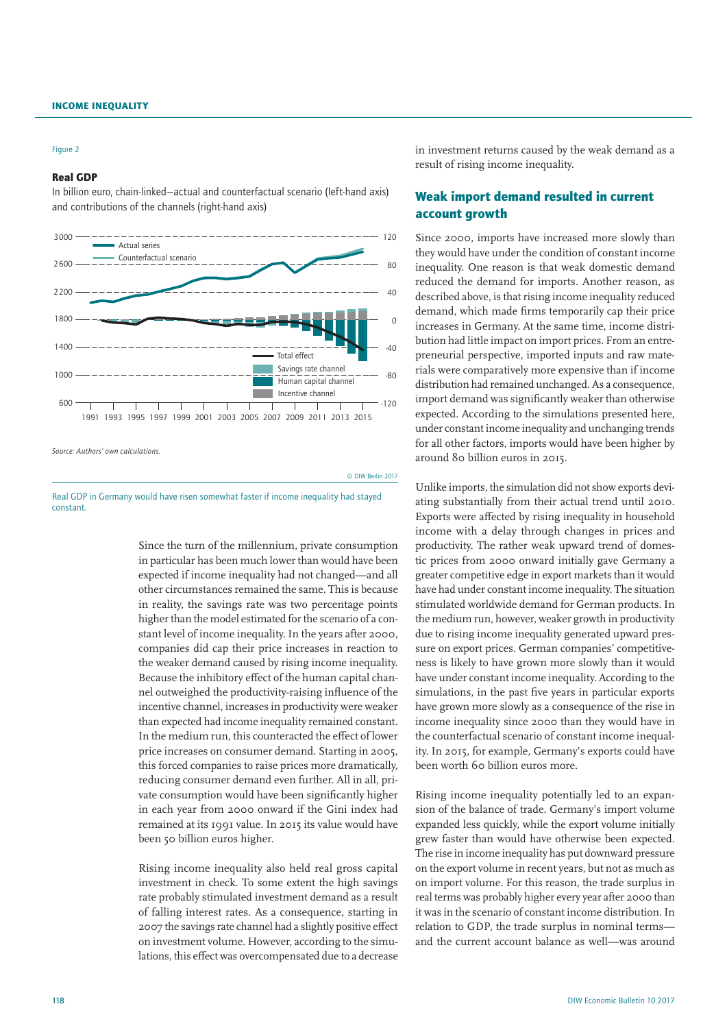Figure 2

**Real GDP**

In billion euro, chain-linked—actual and counterfactual scenario (left-hand axis) and contributions of the channels (right-hand axis)

Source: Authors' own calculations.

© DIW Berlin 2017

Real GDP in Germany would have risen somewhat faster if income inequality had stayed constant.

Since the turn of the millennium, private consumption in particular has been much lower than would have been expected if income inequality had not changed—and all other circumstances remained the same. This is because in reality, the savings rate was two percentage points higher than the model estimated for the scenario of a constant level of income inequality. In the years after 2000, companies did cap their price increases in reaction to the weaker demand caused by rising income inequality. Because the inhibitory effect of the human capital channel outweighed the productivity-raising influence of the incentive channel, increases in productivity were weaker than expected had income inequality remained constant. In the medium run, this counteracted the effect of lower price increases on consumer demand. Starting in 2005, this forced companies to raise prices more dramatically, reducing consumer demand even further. All in all, private consumption would have been significantly higher in each year from 2000 onward if the Gini index had remained at its 1991 value. In 2015 its value would have been 50 billion euros higher.

Rising income inequality also held real gross capital investment in check. To some extent the high savings rate probably stimulated investment demand as a result of falling interest rates. As a consequence, starting in 2007 the savings rate channel had a slightly positive effect on investment volume. However, according to the simulations, this effect was overcompensated due to a decrease in investment returns caused by the weak demand as a result of rising income inequality.

## Weak import demand resulted in current account growth

Since 2000, imports have increased more slowly than they would have under the condition of constant income inequality. One reason is that weak domestic demand reduced the demand for imports. Another reason, as described above, is that rising income inequality reduced demand, which made firms temporarily cap their price increases in Germany. At the same time, income distribution had little impact on import prices. From an entrepreneurial perspective, imported inputs and raw materials were comparatively more expensive than if income distribution had remained unchanged. As a consequence, import demand was significantly weaker than otherwise expected. According to the simulations presented here, under constant income inequality and unchanging trends for all other factors, imports would have been higher by around 80 billion euros in 2015.

Unlike imports, the simulation did not show exports deviating substantially from their actual trend until 2010. Exports were affected by rising inequality in household income with a delay through changes in prices and productivity. The rather weak upward trend of domestic prices from 2000 onward initially gave Germany a greater competitive edge in export markets than it would have had under constant income inequality. The situation stimulated worldwide demand for German products. In the medium run, however, weaker growth in productivity due to rising income inequality generated upward pressure on export prices. German companies' competitiveness is likely to have grown more slowly than it would have under constant income inequality. According to the simulations, in the past five years in particular exports have grown more slowly as a consequence of the rise in income inequality since 2000 than they would have in the counterfactual scenario of constant income inequality. In 2015, for example, Germany's exports could have been worth 60 billion euros more.

Rising income inequality potentially led to an expansion of the balance of trade. Germany's import volume expanded less quickly, while the export volume initially grew faster than would have otherwise been expected. The rise in income inequality has put downward pressure on the export volume in recent years, but not as much as on import volume. For this reason, the trade surplus in real terms was probably higher every year after 2000 than it was in the scenario of constant income distribution. In relation to GDP, the trade surplus in nominal terms—and the current account balance as well—was around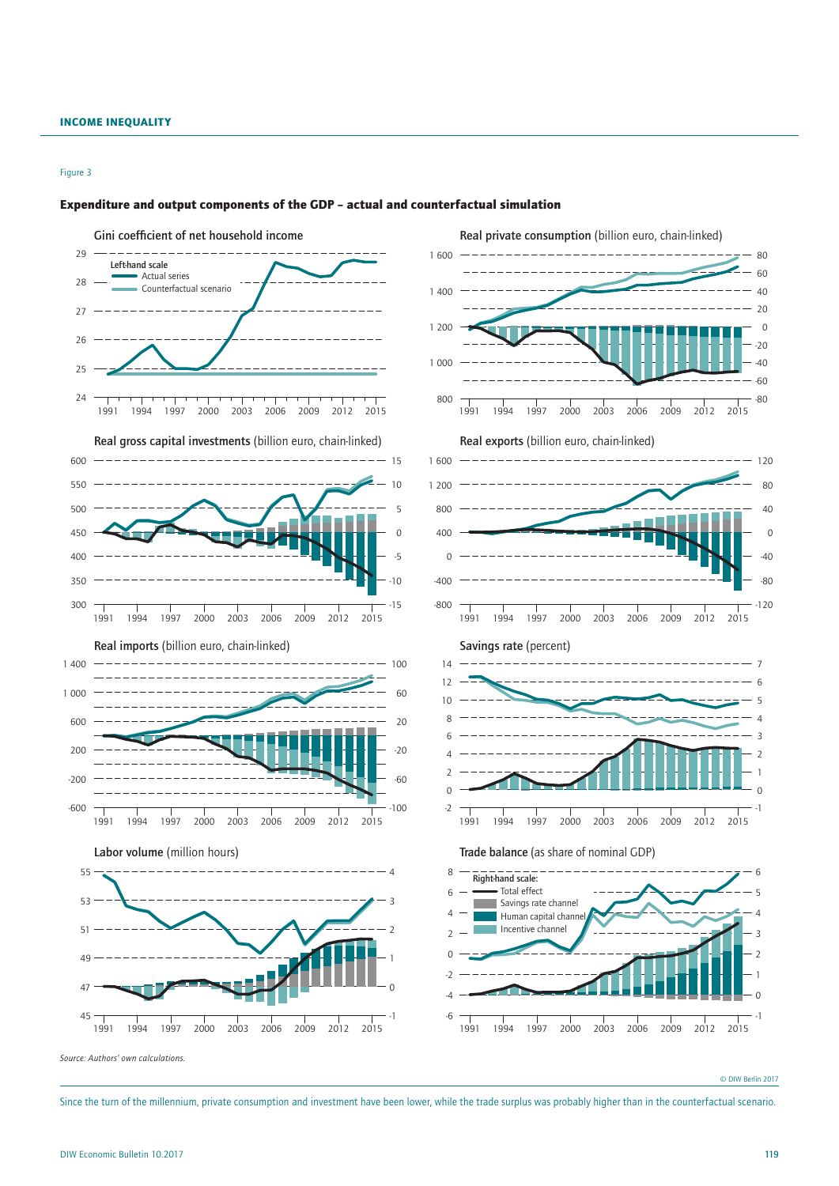Figure 3

**Expenditure and output components of the GDP – actual and counterfactual simulation**

Gini coefficient of net household income

Left-hand scale
Actual series
Counterfactual scenario

Real private consumption (billion euro, chain-linked)

Real gross capital investments (billion euro, chain-linked)

Real exports (billion euro, chain-linked)

Real imports (billion euro, chain-linked)

Savings rate (percent)

Labor volume (million hours)

Trade balance (as share of nominal GDP)

Right-hand scale:
Total effect
Savings rate channel
Human capital channel
Incentive channel

*Source: Authors' own calculations.*

© DIW Berlin 2017

Since the turn of the millennium, private consumption and investment have been lower, while the trade surplus was probably higher than in the counterfactual scenario.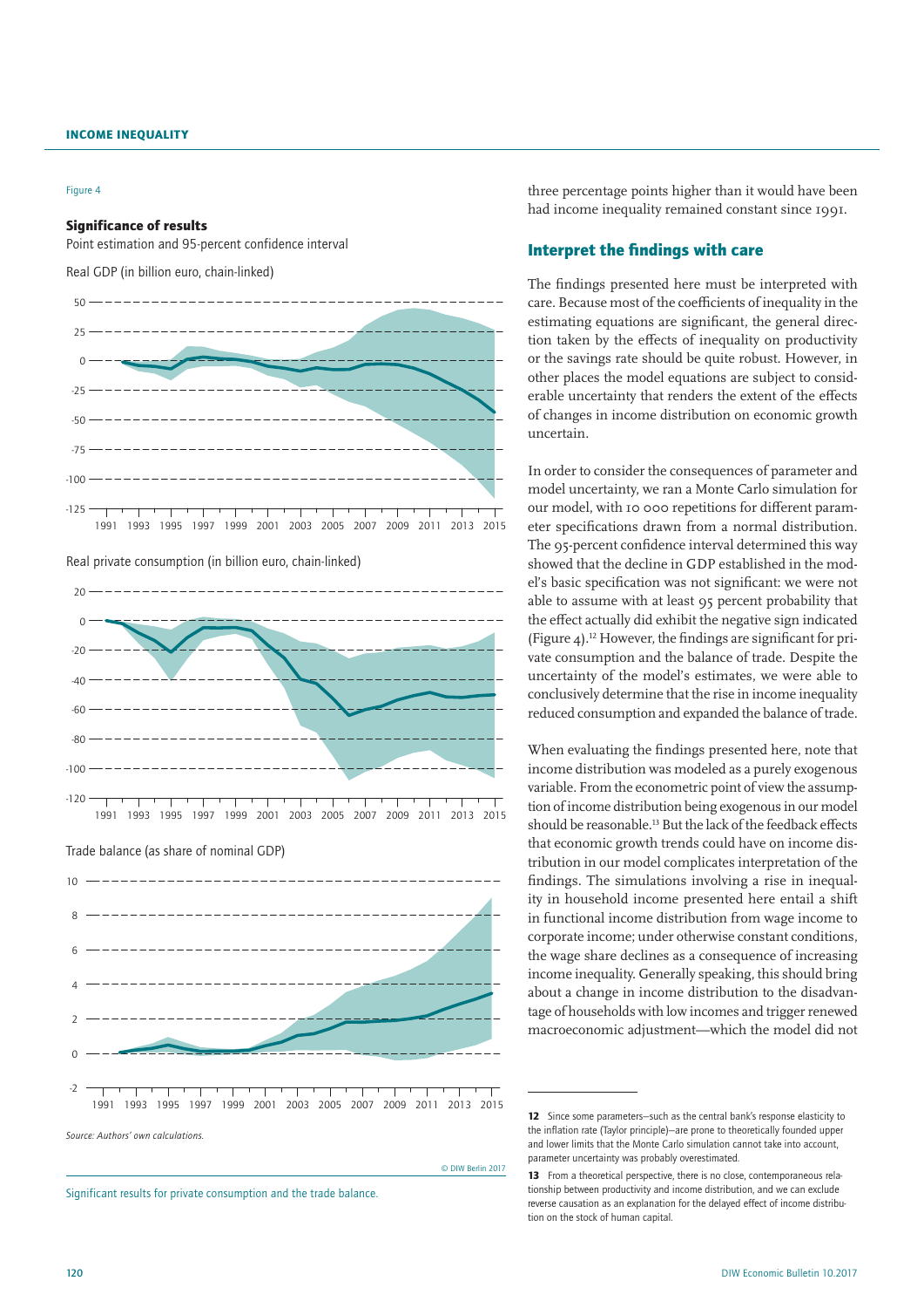Figure 4

**Significance of results**

Point estimation and 95-percent confidence interval

Real GDP (in billion euro, chain-linked)

Real private consumption (in billion euro, chain-linked)

Trade balance (as share of nominal GDP)

*Source: Authors' own calculations.*

© DIW Berlin 2017

Significant results for private consumption and the trade balance.

three percentage points higher than it would have been had income inequality remained constant since 1991.

## Interpret the findings with care

The findings presented here must be interpreted with care. Because most of the coefficients of inequality in the estimating equations are significant, the general direction taken by the effects of inequality on productivity or the savings rate should be quite robust. However, in other places the model equations are subject to considerable uncertainty that renders the extent of the effects of changes in income distribution on economic growth uncertain.

In order to consider the consequences of parameter and model uncertainty, we ran a Monte Carlo simulation for our model, with 10 000 repetitions for different parameter specifications drawn from a normal distribution. The 95-percent confidence interval determined this way showed that the decline in GDP established in the model's basic specification was not significant: we were not able to assume with at least 95 percent probability that the effect actually did exhibit the negative sign indicated (Figure 4).[12] However, the findings are significant for private consumption and the balance of trade. Despite the uncertainty of the model's estimates, we were able to conclusively determine that the rise in income inequality reduced consumption and expanded the balance of trade.

When evaluating the findings presented here, note that income distribution was modeled as a purely exogenous variable. From the econometric point of view the assumption of income distribution being exogenous in our model should be reasonable.[13] But the lack of the feedback effects that economic growth trends could have on income distribution in our model complicates interpretation of the findings. The simulations involving a rise in inequality in household income presented here entail a shift in functional income distribution from wage income to corporate income; under otherwise constant conditions, the wage share declines as a consequence of increasing income inequality. Generally speaking, this should bring about a change in income distribution to the disadvantage of households with low incomes and trigger renewed macroeconomic adjustment—which the model did not

---

12 Since some parameters—such as the central bank's response elasticity to the inflation rate (Taylor principle)—are prone to theoretically founded upper and lower limits that the Monte Carlo simulation cannot take into account, parameter uncertainty was probably overestimated.

13 From a theoretical perspective, there is no close, contemporaneous relationship between productivity and income distribution, and we can exclude reverse causation as an explanation for the delayed effect of income distribution on the stock of human capital.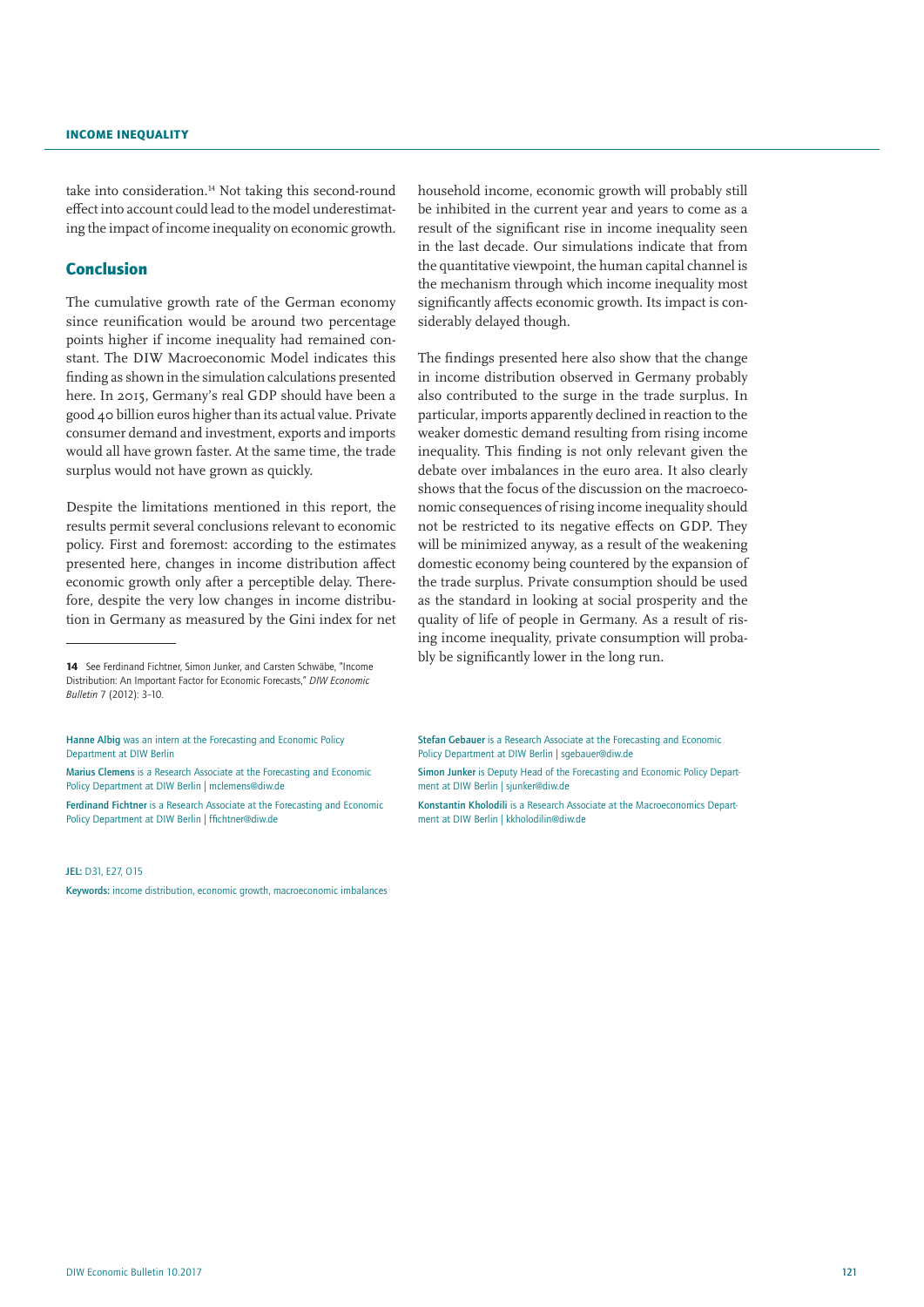take into consideration.[14] Not taking this second-round effect into account could lead to the model underestimating the impact of income inequality on economic growth.

## Conclusion

The cumulative growth rate of the German economy since reunification would be around two percentage points higher if income inequality had remained constant. The DIW Macroeconomic Model indicates this finding as shown in the simulation calculations presented here. In 2015, Germany's real GDP should have been a good 40 billion euros higher than its actual value. Private consumer demand and investment, exports and imports would all have grown faster. At the same time, the trade surplus would not have grown as quickly.

Despite the limitations mentioned in this report, the results permit several conclusions relevant to economic policy. First and foremost: according to the estimates presented here, changes in income distribution affect economic growth only after a perceptible delay. Therefore, despite the very low changes in income distribution in Germany as measured by the Gini index for net household income, economic growth will probably still be inhibited in the current year and years to come as a result of the significant rise in income inequality seen in the last decade. Our simulations indicate that from the quantitative viewpoint, the human capital channel is the mechanism through which income inequality most significantly affects economic growth. Its impact is considerably delayed though.

The findings presented here also show that the change in income distribution observed in Germany probably also contributed to the surge in the trade surplus. In particular, imports apparently declined in reaction to the weaker domestic demand resulting from rising income inequality. This finding is not only relevant given the debate over imbalances in the euro area. It also clearly shows that the focus of the discussion on the macroeconomic consequences of rising income inequality should not be restricted to its negative effects on GDP. They will be minimized anyway, as a result of the weakening domestic economy being countered by the expansion of the trade surplus. Private consumption should be used as the standard in looking at social prosperity and the quality of life of people in Germany. As a result of rising income inequality, private consumption will probably be significantly lower in the long run.

---

[14] See Ferdinand Fichtner, Simon Junker, and Carsten Schwäbe, "Income Distribution: An Important Factor for Economic Forecasts," *DIW Economic Bulletin* 7 (2012): 3–10.

**Hanne Albig** was an intern at the Forecasting and Economic Policy Department at DIW Berlin

**Marius Clemens** is a Research Associate at the Forecasting and Economic Policy Department at DIW Berlin | mclemens@diw.de

**Ferdinand Fichtner** is a Research Associate at the Forecasting and Economic Policy Department at DIW Berlin | ffichtner@diw.de

**Stefan Gebauer** is a Research Associate at the Forecasting and Economic Policy Department at DIW Berlin | sgebauer@diw.de

**Simon Junker** is Deputy Head of the Forecasting and Economic Policy Department at DIW Berlin | sjunker@diw.de

**Konstantin Kholodilin** is a Research Associate at the Macroeconomics Department at DIW Berlin | kkholodilin@diw.de

**JEL:** D31, E27, O15

**Keywords:** income distribution, economic growth, macroeconomic imbalances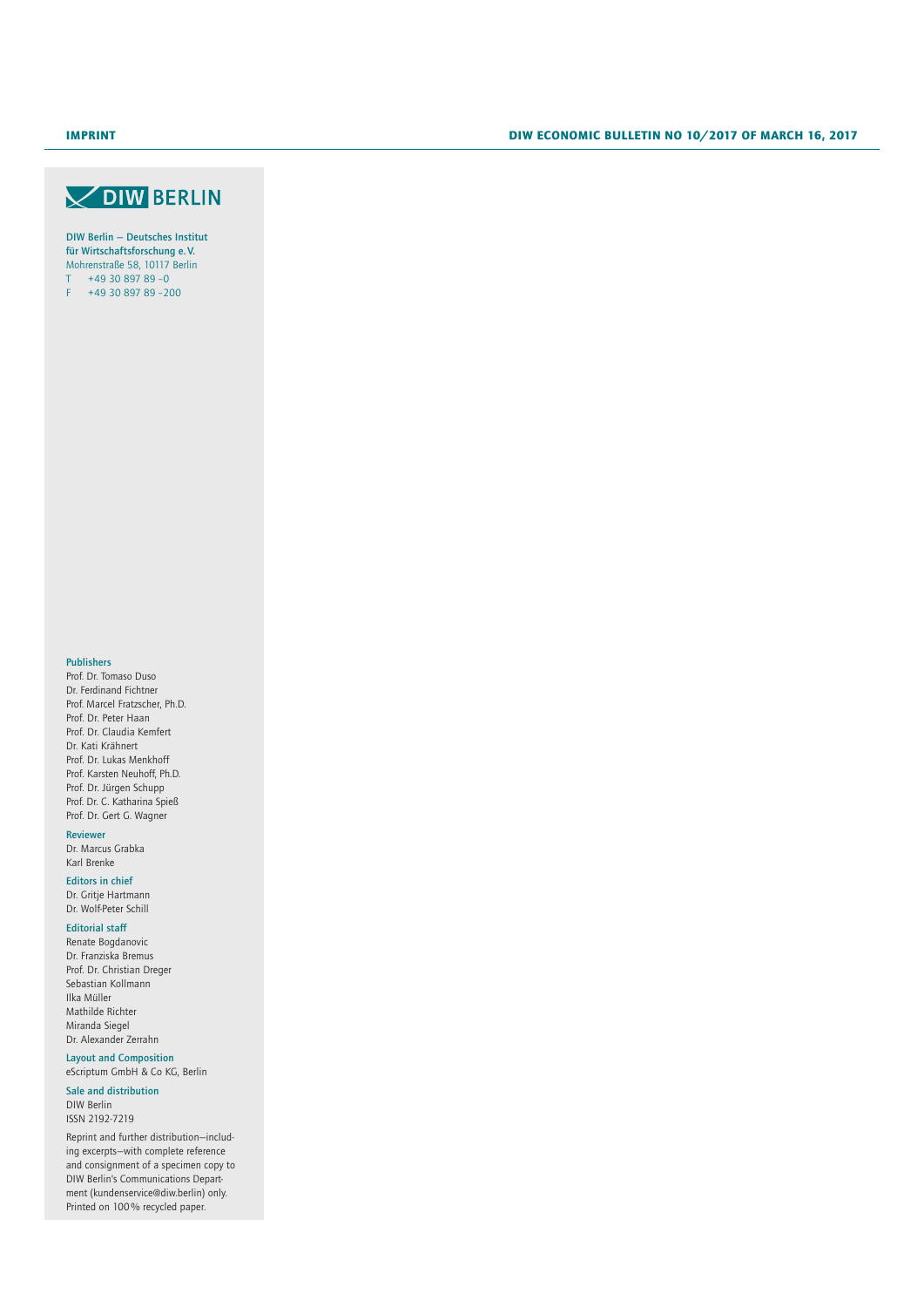DIW BERLIN

**DIW Berlin — Deutsches Institut für Wirtschaftsforschung e. V.**
Mohrenstraße 58, 10117 Berlin
T +49 30 897 89 -0
F +49 30 897 89 -200

**Publishers**
Prof. Dr. Tomaso Duso
Dr. Ferdinand Fichtner
Prof. Marcel Fratzscher, Ph.D.
Prof. Dr. Peter Haan
Prof. Dr. Claudia Kemfert
Dr. Kati Krähnert
Prof. Dr. Lukas Menkhoff
Prof. Karsten Neuhoff, Ph.D.
Prof. Dr. Jürgen Schupp
Prof. Dr. C. Katharina Spieß
Prof. Dr. Gert G. Wagner

**Reviewer**
Dr. Marcus Grabka
Karl Brenke

**Editors in chief**
Dr. Gritje Hartmann
Dr. Wolf-Peter Schill

**Editorial staff**
Renate Bogdanovic
Dr. Franziska Bremus
Prof. Dr. Christian Dreger
Sebastian Kollmann
Ilka Müller
Mathilde Richter
Miranda Siegel
Dr. Alexander Zerrahn

**Layout and Composition**
eScriptum GmbH & Co KG, Berlin

**Sale and distribution**
DIW Berlin
ISSN 2192-7219

Reprint and further distribution—including excerpts—with complete reference and consignment of a specimen copy to DIW Berlin's Communications Department (kundenservice@diw.berlin) only.
Printed on 100% recycled paper.